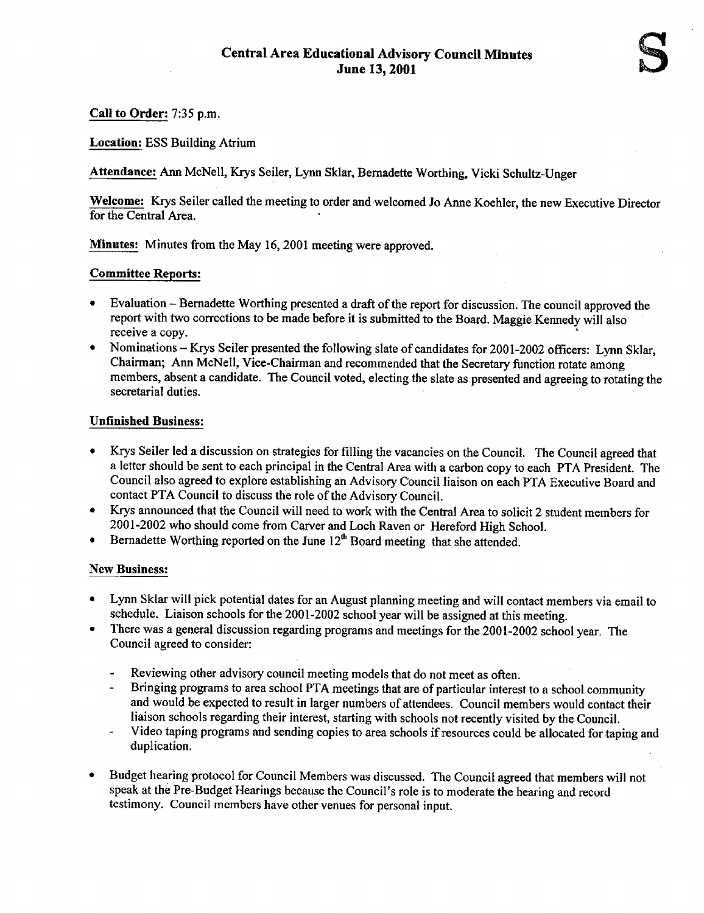# Central Area Educational Advisory Council Minutes
## June 13, 2001

**Call to Order:** 7:35 p.m.

**Location:** ESS Building Atrium

**Attendance:** Ann McNell, Krys Seiler, Lynn Sklar, Bernadette Worthing, Vicki Schultz-Unger

**Welcome:** Krys Seiler called the meeting to order and welcomed Jo Anne Koehler, the new Executive Director for the Central Area.

**Minutes:** Minutes from the May 16, 2001 meeting were approved.

### Committee Reports:

- Evaluation – Bernadette Worthing presented a draft of the report for discussion. The council approved the report with two corrections to be made before it is submitted to the Board. Maggie Kennedy will also receive a copy.
- Nominations – Krys Seiler presented the following slate of candidates for 2001-2002 officers: Lynn Sklar, Chairman; Ann McNell, Vice-Chairman and recommended that the Secretary function rotate among members, absent a candidate. The Council voted, electing the slate as presented and agreeing to rotating the secretarial duties.

### Unfinished Business:

- Krys Seiler led a discussion on strategies for filling the vacancies on the Council. The Council agreed that a letter should be sent to each principal in the Central Area with a carbon copy to each PTA President. The Council also agreed to explore establishing an Advisory Council liaison on each PTA Executive Board and contact PTA Council to discuss the role of the Advisory Council.
- Krys announced that the Council will need to work with the Central Area to solicit 2 student members for 2001-2002 who should come from Carver and Loch Raven or Hereford High School.
- Bernadette Worthing reported on the June 12th Board meeting that she attended.

### New Business:

- Lynn Sklar will pick potential dates for an August planning meeting and will contact members via email to schedule. Liaison schools for the 2001-2002 school year will be assigned at this meeting.
- There was a general discussion regarding programs and meetings for the 2001-2002 school year. The Council agreed to consider:
  - Reviewing other advisory council meeting models that do not meet as often.
  - Bringing programs to area school PTA meetings that are of particular interest to a school community and would be expected to result in larger numbers of attendees. Council members would contact their liaison schools regarding their interest, starting with schools not recently visited by the Council.
  - Video taping programs and sending copies to area schools if resources could be allocated for taping and duplication.
- Budget hearing protocol for Council Members was discussed. The Council agreed that members will not speak at the Pre-Budget Hearings because the Council's role is to moderate the hearing and record testimony. Council members have other venues for personal input.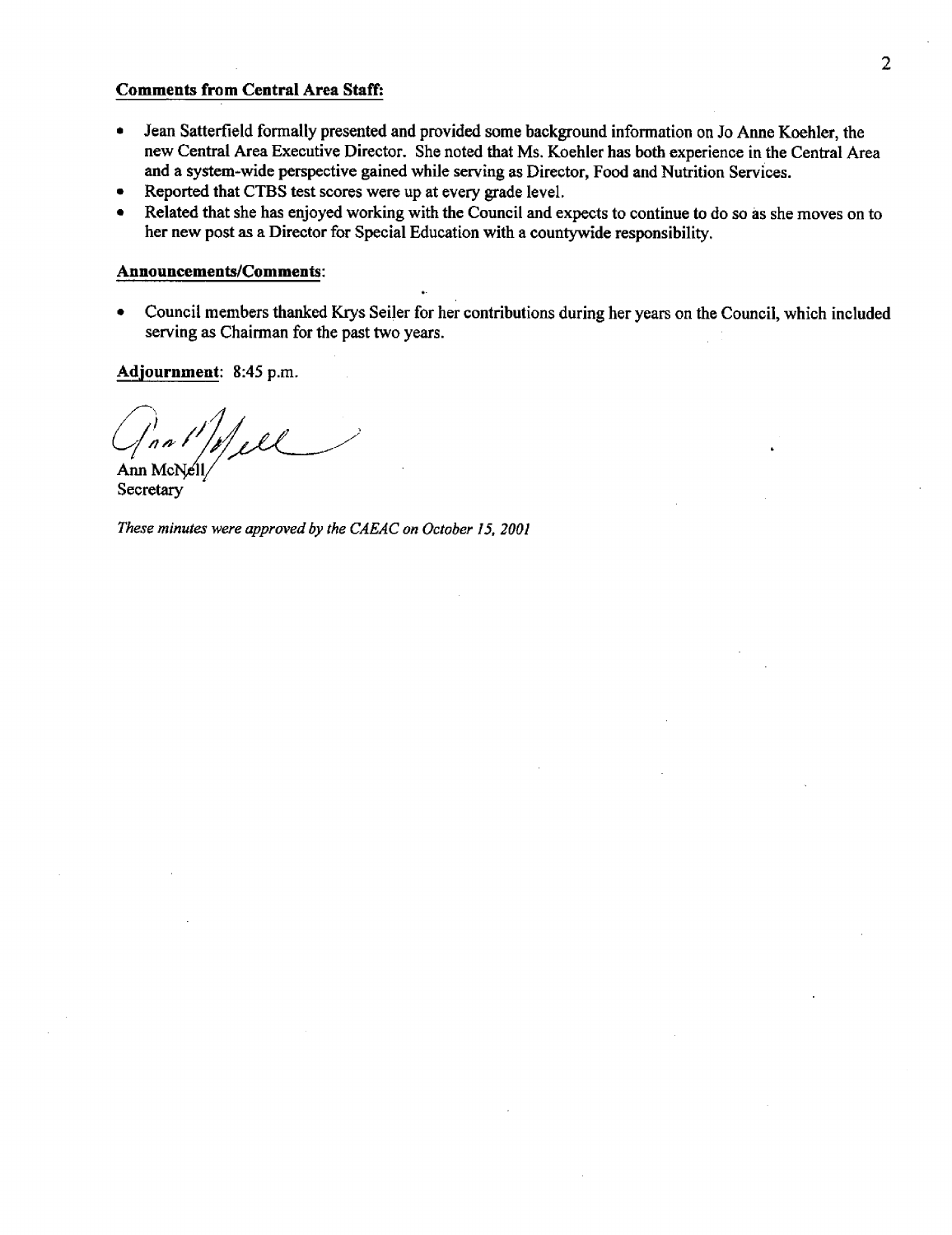**Comments from Central Area Staff:**

- Jean Satterfield formally presented and provided some background information on Jo Anne Koehler, the new Central Area Executive Director. She noted that Ms. Koehler has both experience in the Central Area and a system-wide perspective gained while serving as Director, Food and Nutrition Services.
- Reported that CTBS test scores were up at every grade level.
- Related that she has enjoyed working with the Council and expects to continue to do so as she moves on to her new post as a Director for Special Education with a countywide responsibility.

**Announcements/Comments**:

- Council members thanked Krys Seiler for her contributions during her years on the Council, which included serving as Chairman for the past two years.

**Adjournment**: 8:45 p.m.

Ann McNell
Secretary

*These minutes were approved by the CAEAC on October 15, 2001*